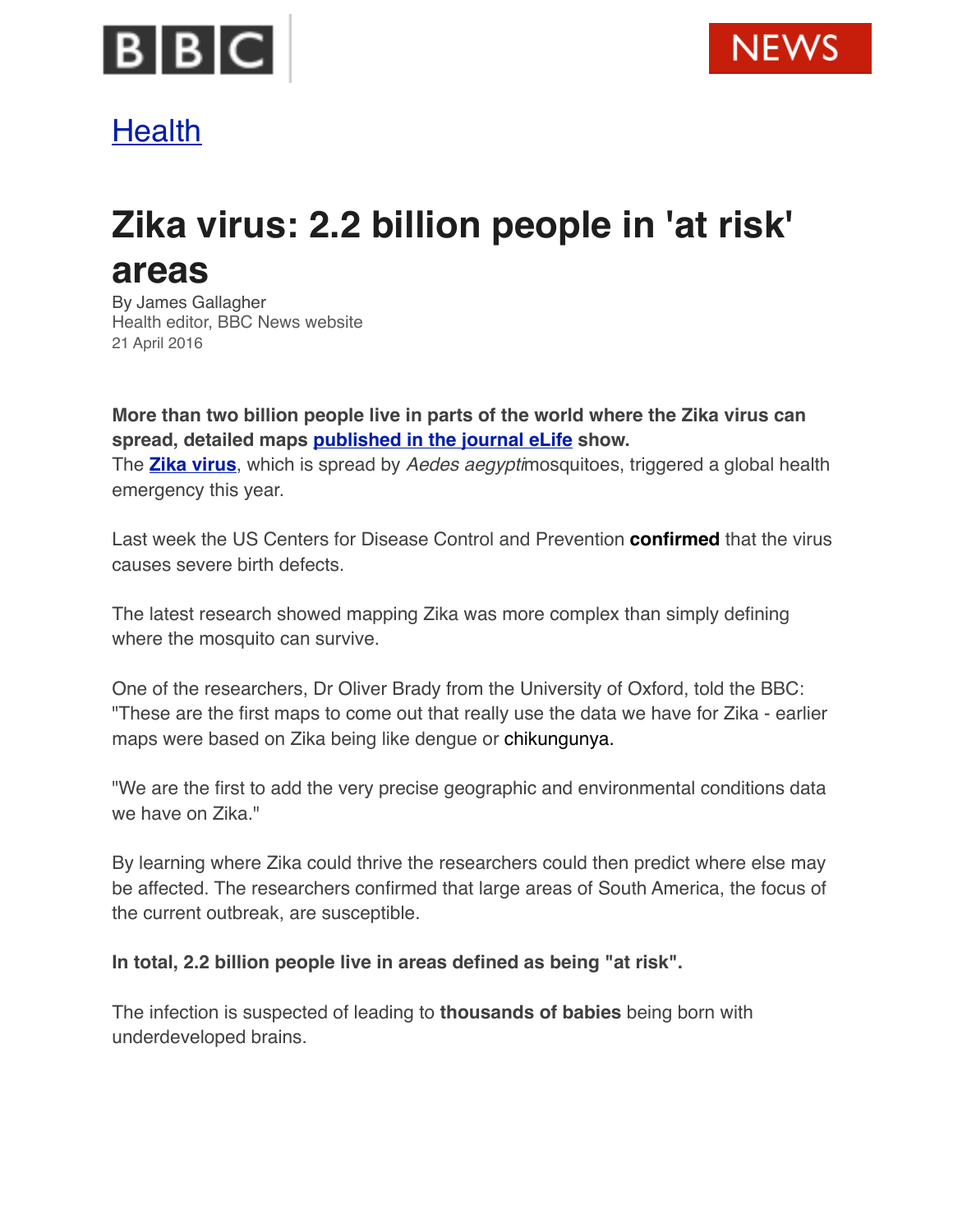BBC NEWS

Health

# Zika virus: 2.2 billion people in 'at risk' areas

By James Gallagher
Health editor, BBC News website
21 April 2016

**More than two billion people live in parts of the world where the Zika virus can spread, detailed maps published in the journal eLife show.**
The **Zika virus**, which is spread by *Aedes aegypti* mosquitoes, triggered a global health emergency this year.

Last week the US Centers for Disease Control and Prevention **confirmed** that the virus causes severe birth defects.

The latest research showed mapping Zika was more complex than simply defining where the mosquito can survive.

One of the researchers, Dr Oliver Brady from the University of Oxford, told the BBC: "These are the first maps to come out that really use the data we have for Zika - earlier maps were based on Zika being like dengue or chikungunya.

"We are the first to add the very precise geographic and environmental conditions data we have on Zika."

By learning where Zika could thrive the researchers could then predict where else may be affected. The researchers confirmed that large areas of South America, the focus of the current outbreak, are susceptible.

**In total, 2.2 billion people live in areas defined as being "at risk".**

The infection is suspected of leading to **thousands of babies** being born with underdeveloped brains.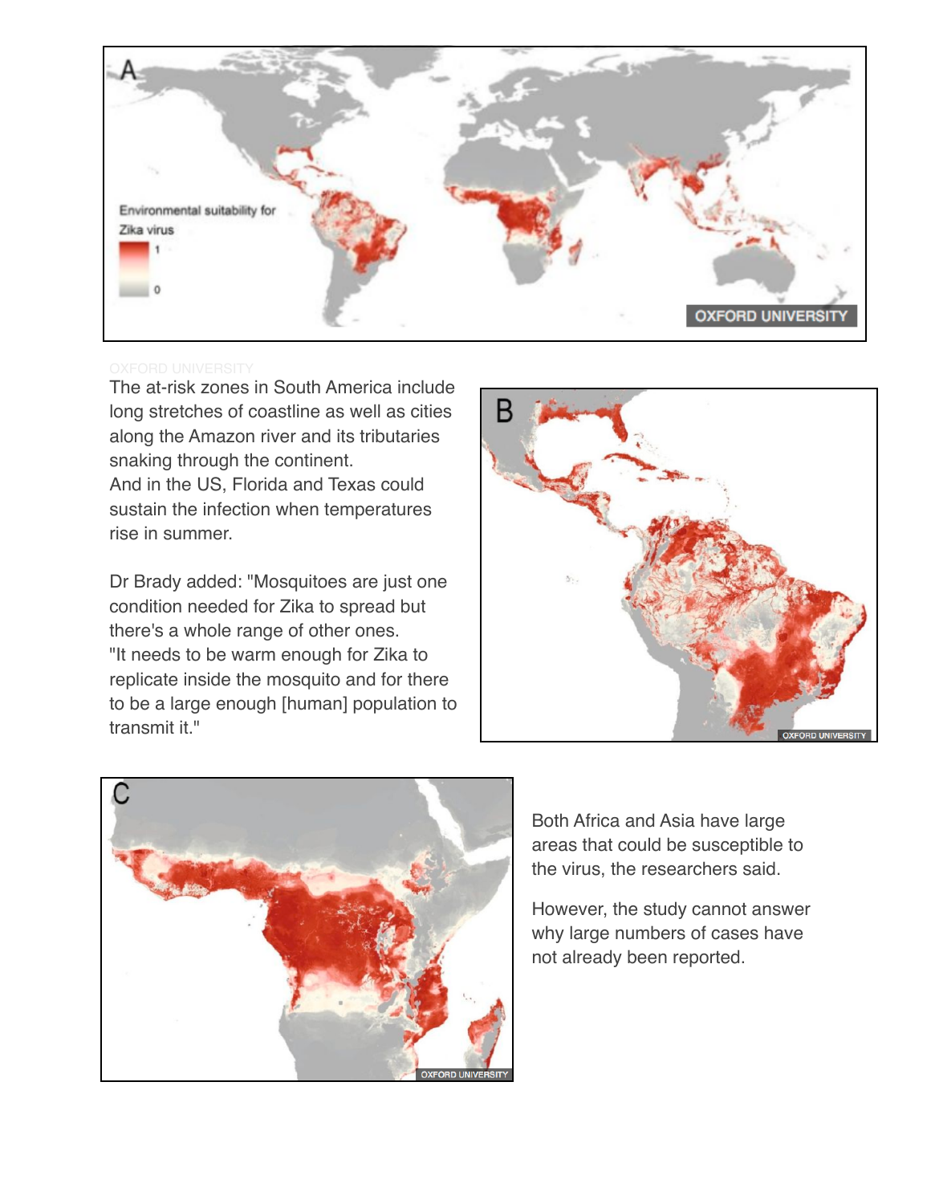A

Environmental suitability for Zika virus

1

0

OXFORD UNIVERSITY

OXFORD UNIVERSITY

The at-risk zones in South America include long stretches of coastline as well as cities along the Amazon river and its tributaries snaking through the continent.

And in the US, Florida and Texas could sustain the infection when temperatures rise in summer.

Dr Brady added: "Mosquitoes are just one condition needed for Zika to spread but there's a whole range of other ones.

"It needs to be warm enough for Zika to replicate inside the mosquito and for there to be a large enough [human] population to transmit it."

B

OXFORD UNIVERSITY

C

OXFORD UNIVERSITY

Both Africa and Asia have large areas that could be susceptible to the virus, the researchers said.

However, the study cannot answer why large numbers of cases have not already been reported.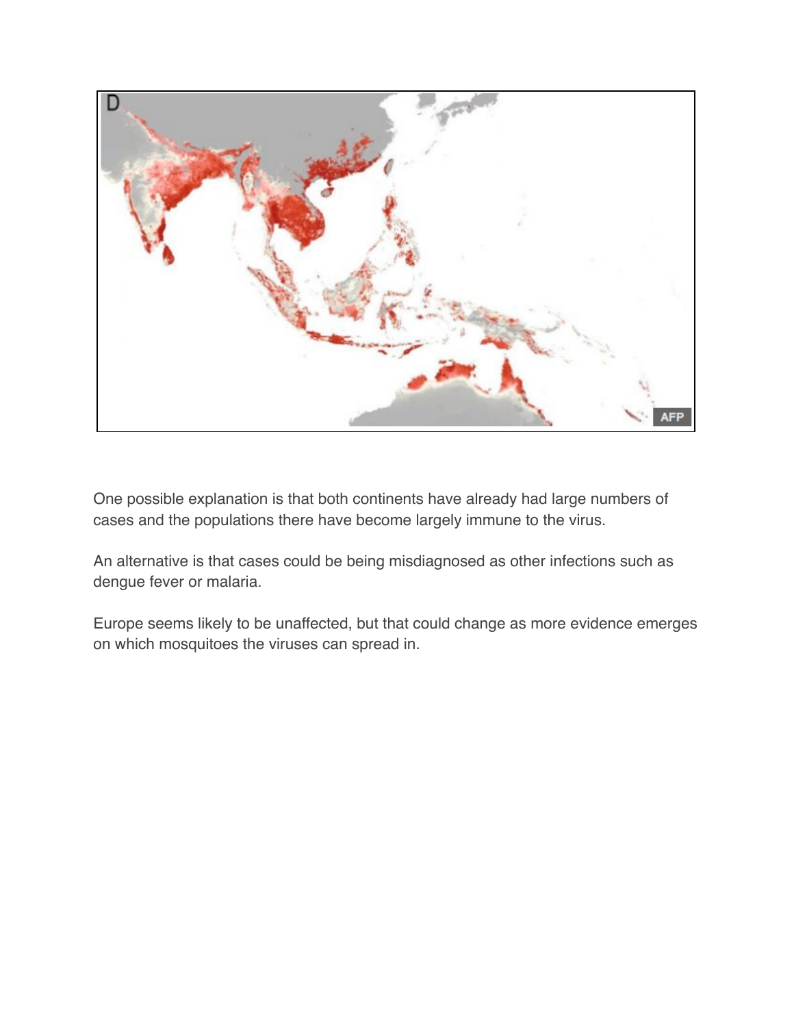D

AFP

One possible explanation is that both continents have already had large numbers of cases and the populations there have become largely immune to the virus.

An alternative is that cases could be being misdiagnosed as other infections such as dengue fever or malaria.

Europe seems likely to be unaffected, but that could change as more evidence emerges on which mosquitoes the viruses can spread in.